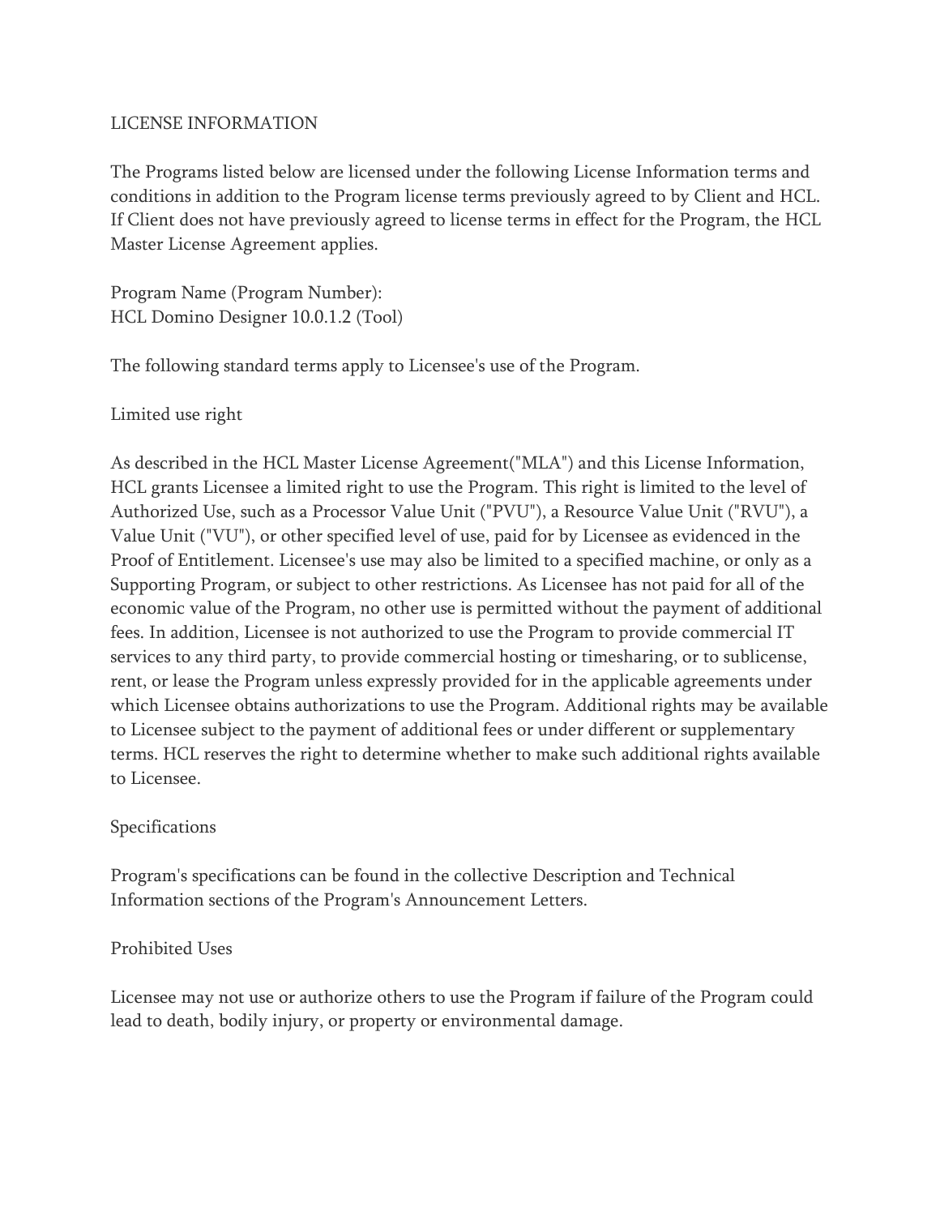# LICENSE INFORMATION

The Programs listed below are licensed under the following License Information terms and conditions in addition to the Program license terms previously agreed to by Client and HCL. If Client does not have previously agreed to license terms in effect for the Program, the HCL Master License Agreement applies.

Program Name (Program Number):
HCL Domino Designer 10.0.1.2 (Tool)

The following standard terms apply to Licensee's use of the Program.

## Limited use right

As described in the HCL Master License Agreement("MLA") and this License Information, HCL grants Licensee a limited right to use the Program. This right is limited to the level of Authorized Use, such as a Processor Value Unit ("PVU"), a Resource Value Unit ("RVU"), a Value Unit ("VU"), or other specified level of use, paid for by Licensee as evidenced in the Proof of Entitlement. Licensee's use may also be limited to a specified machine, or only as a Supporting Program, or subject to other restrictions. As Licensee has not paid for all of the economic value of the Program, no other use is permitted without the payment of additional fees. In addition, Licensee is not authorized to use the Program to provide commercial IT services to any third party, to provide commercial hosting or timesharing, or to sublicense, rent, or lease the Program unless expressly provided for in the applicable agreements under which Licensee obtains authorizations to use the Program. Additional rights may be available to Licensee subject to the payment of additional fees or under different or supplementary terms. HCL reserves the right to determine whether to make such additional rights available to Licensee.

## Specifications

Program's specifications can be found in the collective Description and Technical Information sections of the Program's Announcement Letters.

## Prohibited Uses

Licensee may not use or authorize others to use the Program if failure of the Program could lead to death, bodily injury, or property or environmental damage.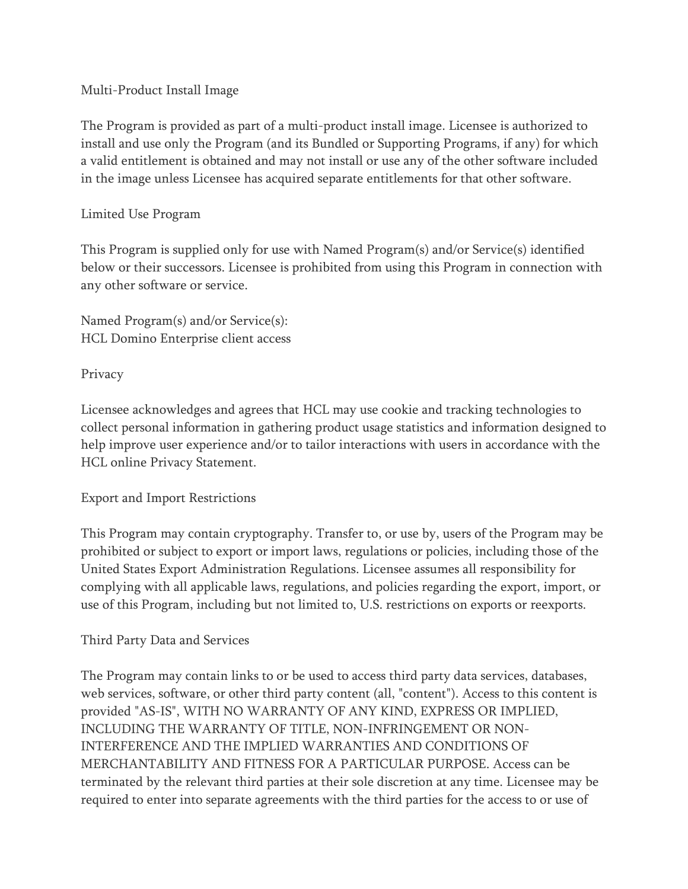## Multi-Product Install Image

The Program is provided as part of a multi-product install image. Licensee is authorized to install and use only the Program (and its Bundled or Supporting Programs, if any) for which a valid entitlement is obtained and may not install or use any of the other software included in the image unless Licensee has acquired separate entitlements for that other software.

## Limited Use Program

This Program is supplied only for use with Named Program(s) and/or Service(s) identified below or their successors. Licensee is prohibited from using this Program in connection with any other software or service.

Named Program(s) and/or Service(s):
HCL Domino Enterprise client access

## Privacy

Licensee acknowledges and agrees that HCL may use cookie and tracking technologies to collect personal information in gathering product usage statistics and information designed to help improve user experience and/or to tailor interactions with users in accordance with the HCL online Privacy Statement.

## Export and Import Restrictions

This Program may contain cryptography. Transfer to, or use by, users of the Program may be prohibited or subject to export or import laws, regulations or policies, including those of the United States Export Administration Regulations. Licensee assumes all responsibility for complying with all applicable laws, regulations, and policies regarding the export, import, or use of this Program, including but not limited to, U.S. restrictions on exports or reexports.

## Third Party Data and Services

The Program may contain links to or be used to access third party data services, databases, web services, software, or other third party content (all, "content"). Access to this content is provided "AS-IS", WITH NO WARRANTY OF ANY KIND, EXPRESS OR IMPLIED, INCLUDING THE WARRANTY OF TITLE, NON-INFRINGEMENT OR NON-INTERFERENCE AND THE IMPLIED WARRANTIES AND CONDITIONS OF MERCHANTABILITY AND FITNESS FOR A PARTICULAR PURPOSE. Access can be terminated by the relevant third parties at their sole discretion at any time. Licensee may be required to enter into separate agreements with the third parties for the access to or use of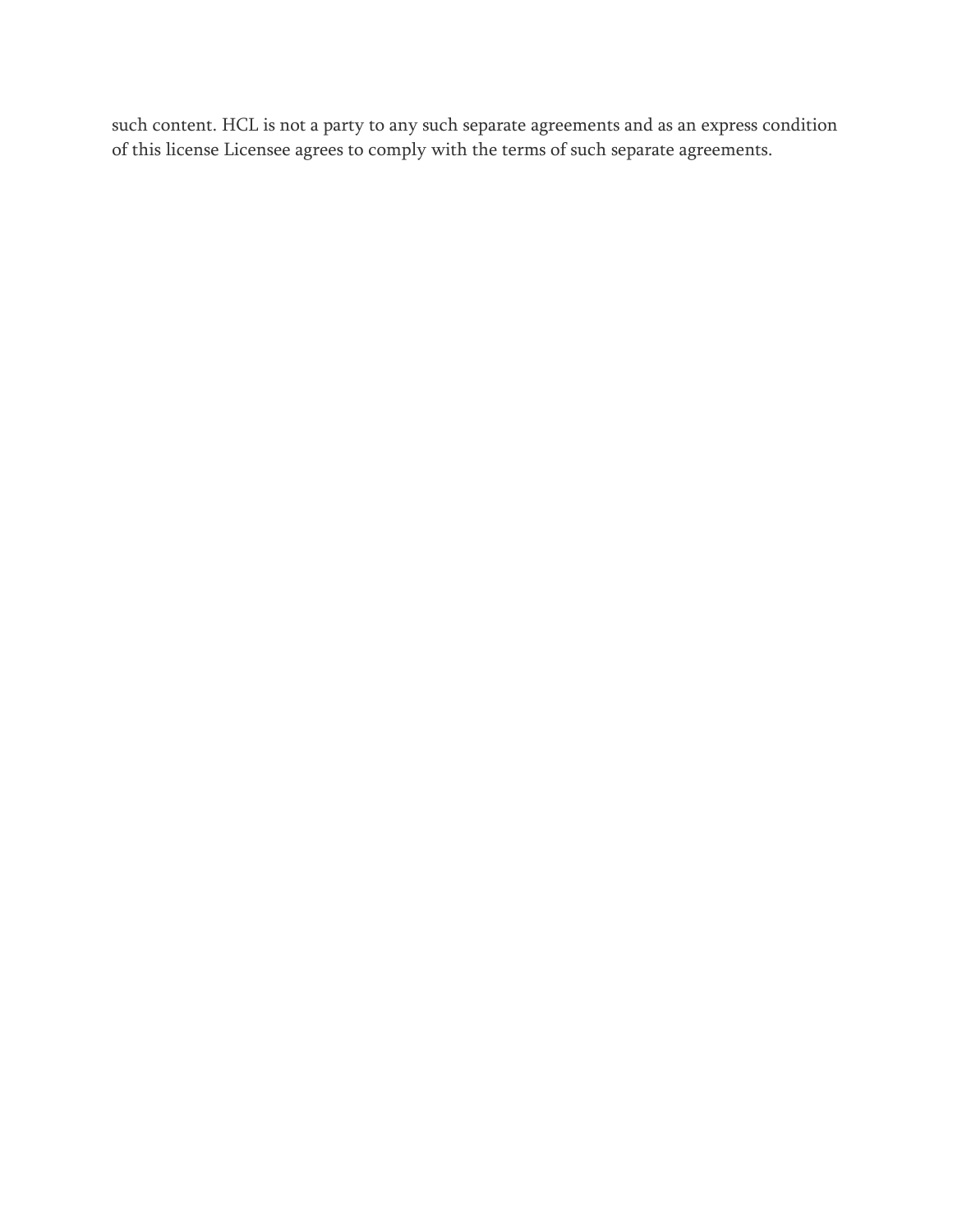such content. HCL is not a party to any such separate agreements and as an express condition of this license Licensee agrees to comply with the terms of such separate agreements.